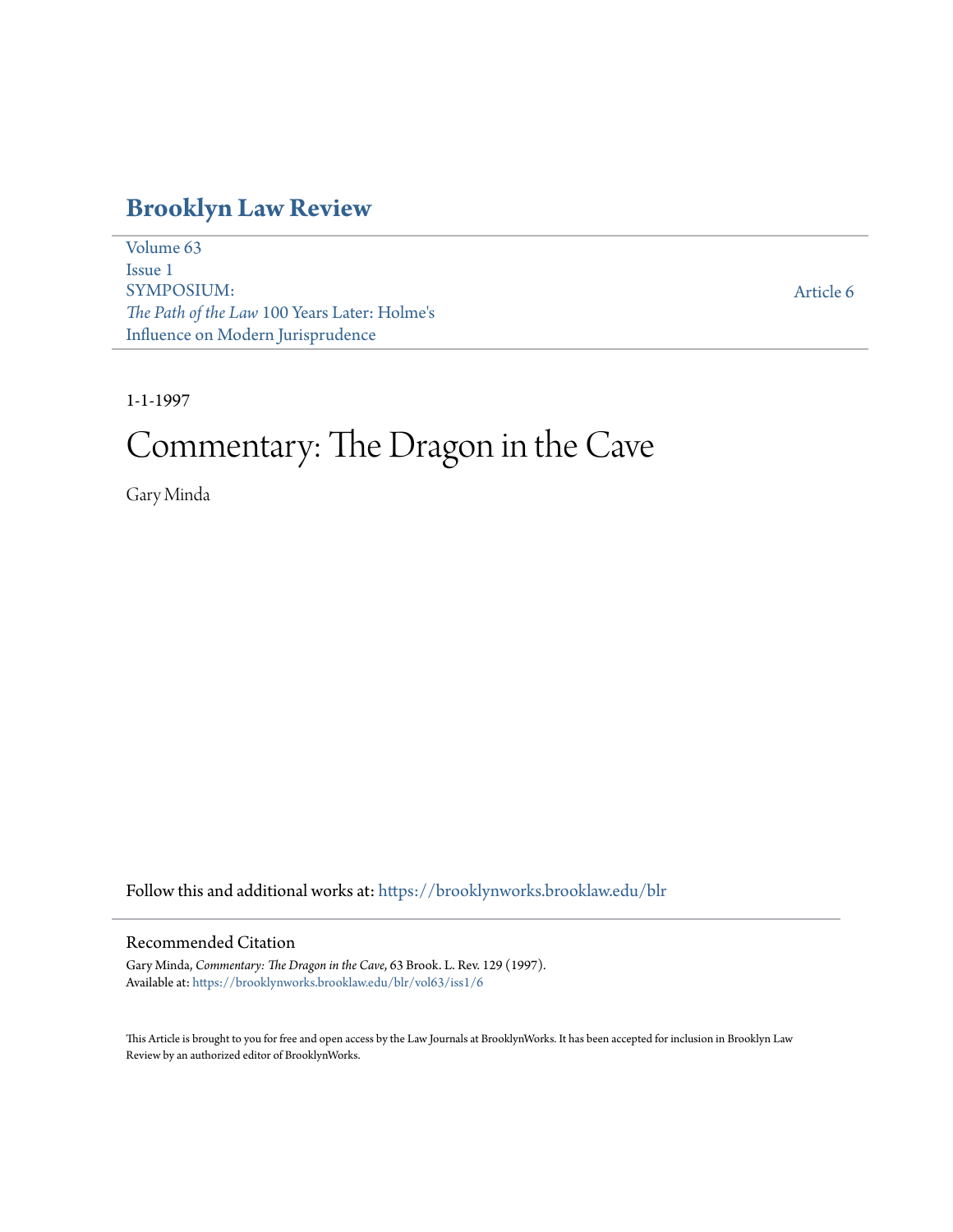# Brooklyn Law Review

Volume 63
Issue 1
SYMPOSIUM:
*The Path of the Law* 100 Years Later: Holme's Influence on Modern Jurisprudence

Article 6

1-1-1997

# Commentary: The Dragon in the Cave

Gary Minda

Follow this and additional works at: https://brooklynworks.brooklaw.edu/blr

## Recommended Citation

Gary Minda, *Commentary: The Dragon in the Cave*, 63 Brook. L. Rev. 129 (1997).
Available at: https://brooklynworks.brooklaw.edu/blr/vol63/iss1/6

This Article is brought to you for free and open access by the Law Journals at BrooklynWorks. It has been accepted for inclusion in Brooklyn Law Review by an authorized editor of BrooklynWorks.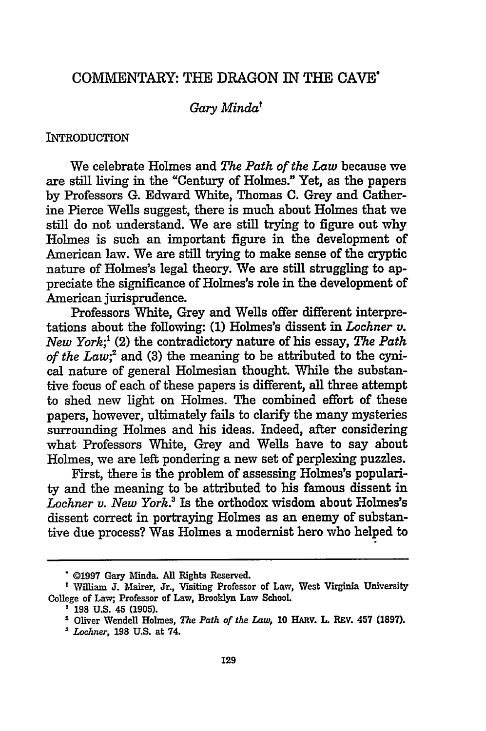# COMMENTARY: THE DRAGON IN THE CAVE*

*Gary Minda*†

## INTRODUCTION

We celebrate Holmes and *The Path of the Law* because we are still living in the "Century of Holmes." Yet, as the papers by Professors G. Edward White, Thomas C. Grey and Catherine Pierce Wells suggest, there is much about Holmes that we still do not understand. We are still trying to figure out why Holmes is such an important figure in the development of American law. We are still trying to make sense of the cryptic nature of Holmes's legal theory. We are still struggling to appreciate the significance of Holmes's role in the development of American jurisprudence.

Professors White, Grey and Wells offer different interpretations about the following: (1) Holmes's dissent in *Lochner v. New York*;[1] (2) the contradictory nature of his essay, *The Path of the Law*;[2] and (3) the meaning to be attributed to the cynical nature of general Holmesian thought. While the substantive focus of each of these papers is different, all three attempt to shed new light on Holmes. The combined effort of these papers, however, ultimately fails to clarify the many mysteries surrounding Holmes and his ideas. Indeed, after considering what Professors White, Grey and Wells have to say about Holmes, we are left pondering a new set of perplexing puzzles.

First, there is the problem of assessing Holmes's popularity and the meaning to be attributed to his famous dissent in *Lochner v. New York*.[3] Is the orthodox wisdom about Holmes's dissent correct in portraying Holmes as an enemy of substantive due process? Was Holmes a modernist hero who helped to

---

\* ©1997 Gary Minda. All Rights Reserved.

† William J. Mairer, Jr., Visiting Professor of Law, West Virginia University College of Law; Professor of Law, Brooklyn Law School.

[1] 198 U.S. 45 (1905).

[2] Oliver Wendell Holmes, *The Path of the Law*, 10 HARV. L. REV. 457 (1897).

[3] *Lochner*, 198 U.S. at 74.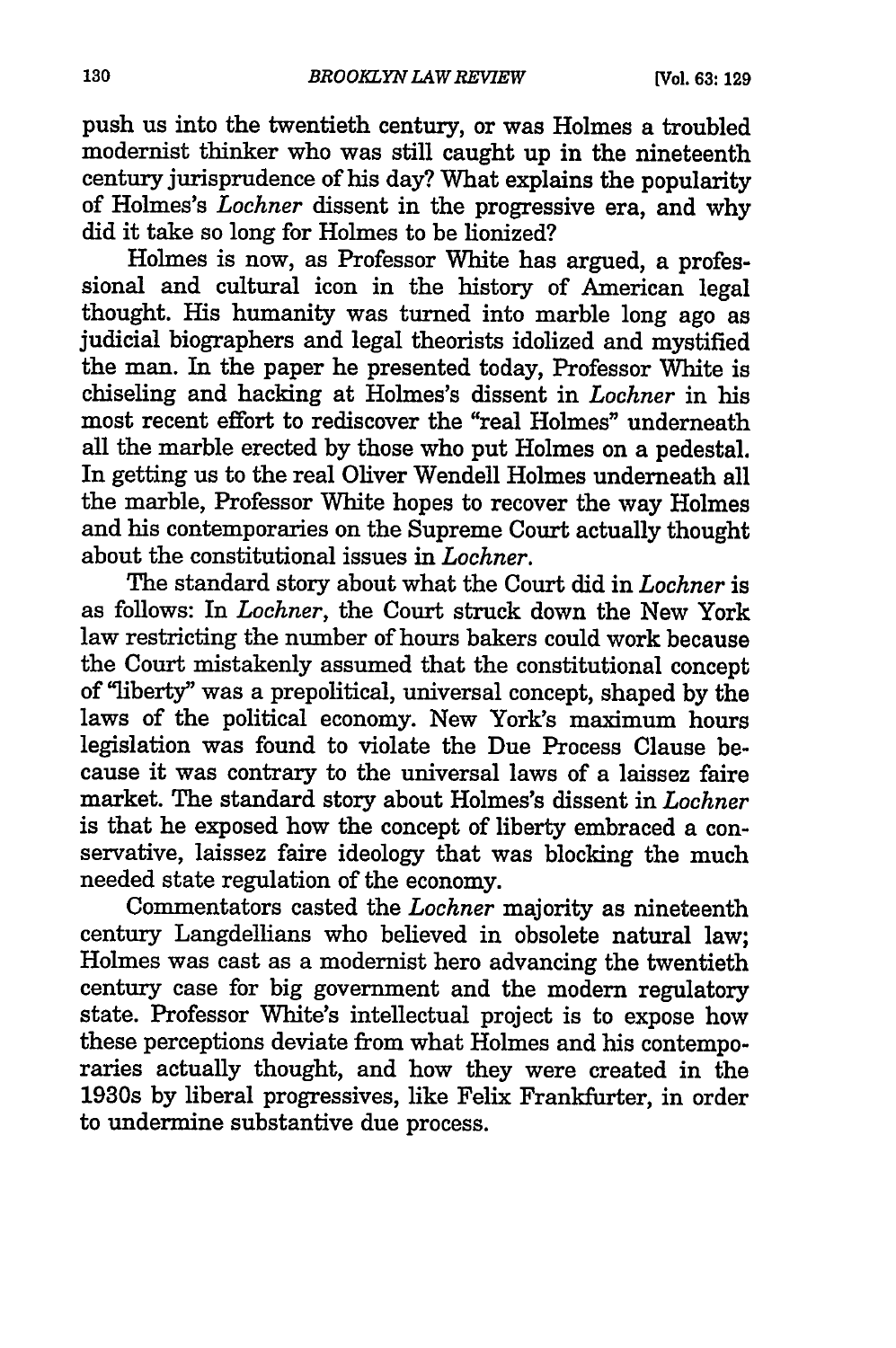push us into the twentieth century, or was Holmes a troubled modernist thinker who was still caught up in the nineteenth century jurisprudence of his day? What explains the popularity of Holmes's *Lochner* dissent in the progressive era, and why did it take so long for Holmes to be lionized?

Holmes is now, as Professor White has argued, a professional and cultural icon in the history of American legal thought. His humanity was turned into marble long ago as judicial biographers and legal theorists idolized and mystified the man. In the paper he presented today, Professor White is chiseling and hacking at Holmes's dissent in *Lochner* in his most recent effort to rediscover the "real Holmes" underneath all the marble erected by those who put Holmes on a pedestal. In getting us to the real Oliver Wendell Holmes underneath all the marble, Professor White hopes to recover the way Holmes and his contemporaries on the Supreme Court actually thought about the constitutional issues in *Lochner*.

The standard story about what the Court did in *Lochner* is as follows: In *Lochner*, the Court struck down the New York law restricting the number of hours bakers could work because the Court mistakenly assumed that the constitutional concept of "liberty" was a prepolitical, universal concept, shaped by the laws of the political economy. New York's maximum hours legislation was found to violate the Due Process Clause because it was contrary to the universal laws of a laissez faire market. The standard story about Holmes's dissent in *Lochner* is that he exposed how the concept of liberty embraced a conservative, laissez faire ideology that was blocking the much needed state regulation of the economy.

Commentators casted the *Lochner* majority as nineteenth century Langdellians who believed in obsolete natural law; Holmes was cast as a modernist hero advancing the twentieth century case for big government and the modern regulatory state. Professor White's intellectual project is to expose how these perceptions deviate from what Holmes and his contemporaries actually thought, and how they were created in the 1930s by liberal progressives, like Felix Frankfurter, in order to undermine substantive due process.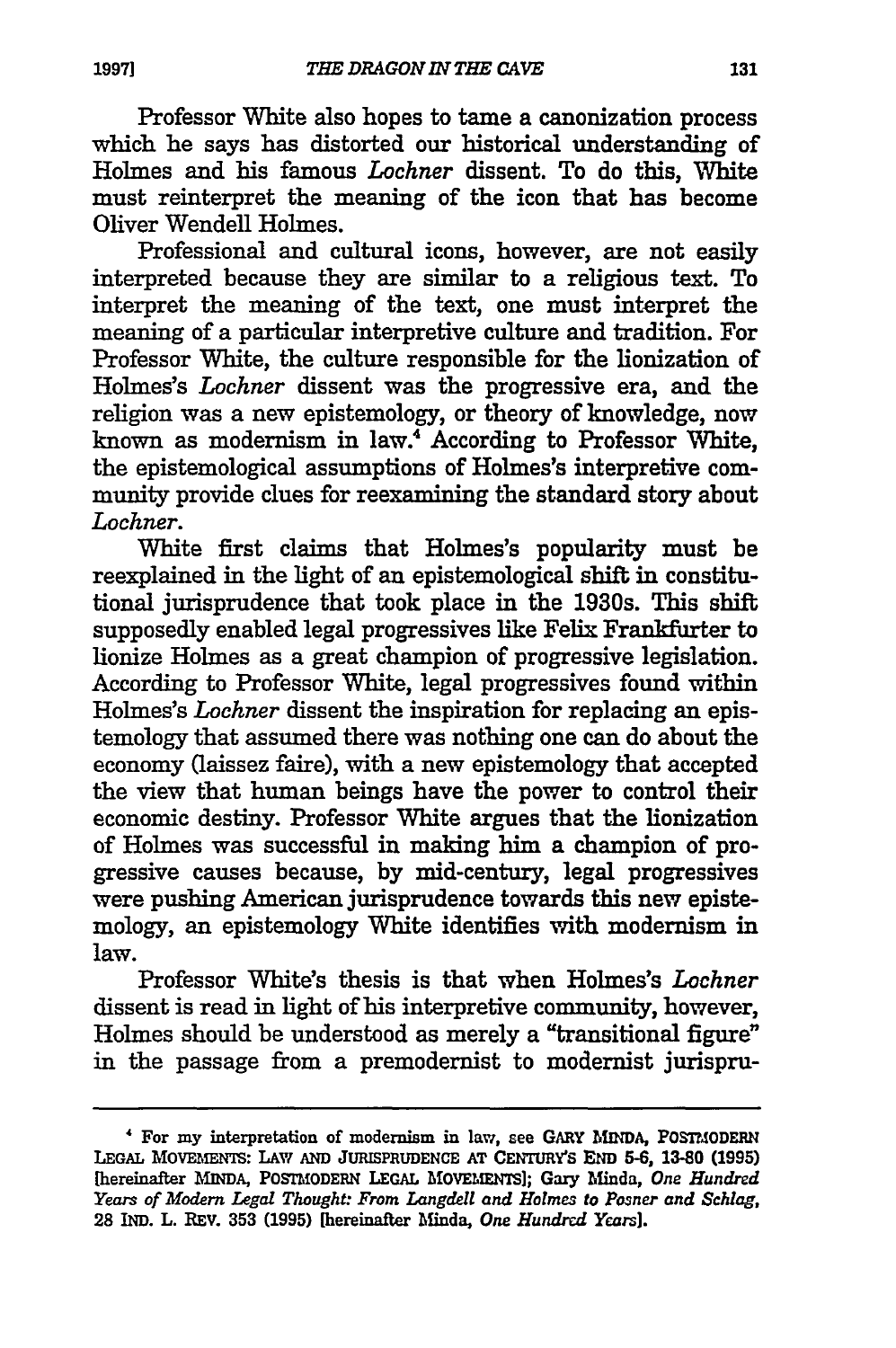Professor White also hopes to tame a canonization process which he says has distorted our historical understanding of Holmes and his famous *Lochner* dissent. To do this, White must reinterpret the meaning of the icon that has become Oliver Wendell Holmes.

Professional and cultural icons, however, are not easily interpreted because they are similar to a religious text. To interpret the meaning of the text, one must interpret the meaning of a particular interpretive culture and tradition. For Professor White, the culture responsible for the lionization of Holmes's *Lochner* dissent was the progressive era, and the religion was a new epistemology, or theory of knowledge, now known as modernism in law.[4] According to Professor White, the epistemological assumptions of Holmes's interpretive community provide clues for reexamining the standard story about *Lochner*.

White first claims that Holmes's popularity must be reexplained in the light of an epistemological shift in constitutional jurisprudence that took place in the 1930s. This shift supposedly enabled legal progressives like Felix Frankfurter to lionize Holmes as a great champion of progressive legislation. According to Professor White, legal progressives found within Holmes's *Lochner* dissent the inspiration for replacing an epistemology that assumed there was nothing one can do about the economy (laissez faire), with a new epistemology that accepted the view that human beings have the power to control their economic destiny. Professor White argues that the lionization of Holmes was successful in making him a champion of progressive causes because, by mid-century, legal progressives were pushing American jurisprudence towards this new epistemology, an epistemology White identifies with modernism in law.

Professor White's thesis is that when Holmes's *Lochner* dissent is read in light of his interpretive community, however, Holmes should be understood as merely a "transitional figure" in the passage from a premodernist to modernist jurispru-

---

[4] For my interpretation of modernism in law, see GARY MINDA, POSTMODERN LEGAL MOVEMENTS: LAW AND JURISPRUDENCE AT CENTURY'S END 5-6, 13-80 (1995) [hereinafter MINDA, POSTMODERN LEGAL MOVEMENTS]; Gary Minda, *One Hundred Years of Modern Legal Thought: From Langdell and Holmes to Posner and Schlag*, 28 IND. L. REV. 353 (1995) [hereinafter Minda, *One Hundred Years*].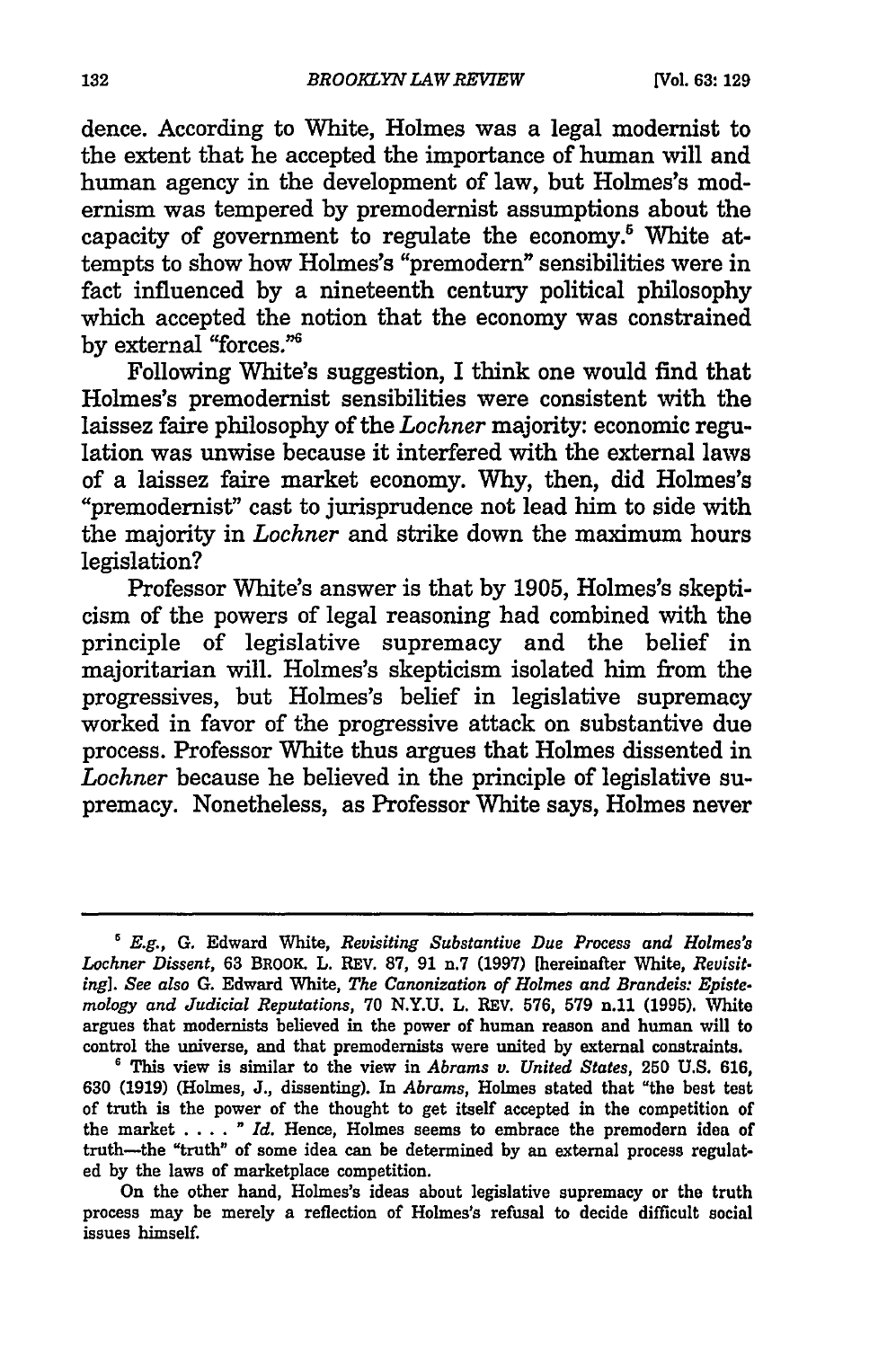dence. According to White, Holmes was a legal modernist to the extent that he accepted the importance of human will and human agency in the development of law, but Holmes's modernism was tempered by premodernist assumptions about the capacity of government to regulate the economy.[5] White attempts to show how Holmes's "premodern" sensibilities were in fact influenced by a nineteenth century political philosophy which accepted the notion that the economy was constrained by external "forces."[6]

Following White's suggestion, I think one would find that Holmes's premodernist sensibilities were consistent with the laissez faire philosophy of the *Lochner* majority: economic regulation was unwise because it interfered with the external laws of a laissez faire market economy. Why, then, did Holmes's "premodernist" cast to jurisprudence not lead him to side with the majority in *Lochner* and strike down the maximum hours legislation?

Professor White's answer is that by 1905, Holmes's skepticism of the powers of legal reasoning had combined with the principle of legislative supremacy and the belief in majoritarian will. Holmes's skepticism isolated him from the progressives, but Holmes's belief in legislative supremacy worked in favor of the progressive attack on substantive due process. Professor White thus argues that Holmes dissented in *Lochner* because he believed in the principle of legislative supremacy. Nonetheless, as Professor White says, Holmes never

---

[5] *E.g.*, G. Edward White, *Revisiting Substantive Due Process and Holmes's Lochner Dissent*, 63 BROOK. L. REV. 87, 91 n.7 (1997) [hereinafter White, *Revisiting*]. *See also* G. Edward White, *The Canonization of Holmes and Brandeis: Epistemology and Judicial Reputations*, 70 N.Y.U. L. REV. 576, 579 n.11 (1995). White argues that modernists believed in the power of human reason and human will to control the universe, and that premodernists were united by external constraints.

[6] This view is similar to the view in *Abrams v. United States*, 250 U.S. 616, 630 (1919) (Holmes, J., dissenting). In *Abrams*, Holmes stated that "the best test of truth is the power of the thought to get itself accepted in the competition of the market . . . . " *Id.* Hence, Holmes seems to embrace the premodern idea of truth—the "truth" of some idea can be determined by an external process regulated by the laws of marketplace competition.

On the other hand, Holmes's ideas about legislative supremacy or the truth process may be merely a reflection of Holmes's refusal to decide difficult social issues himself.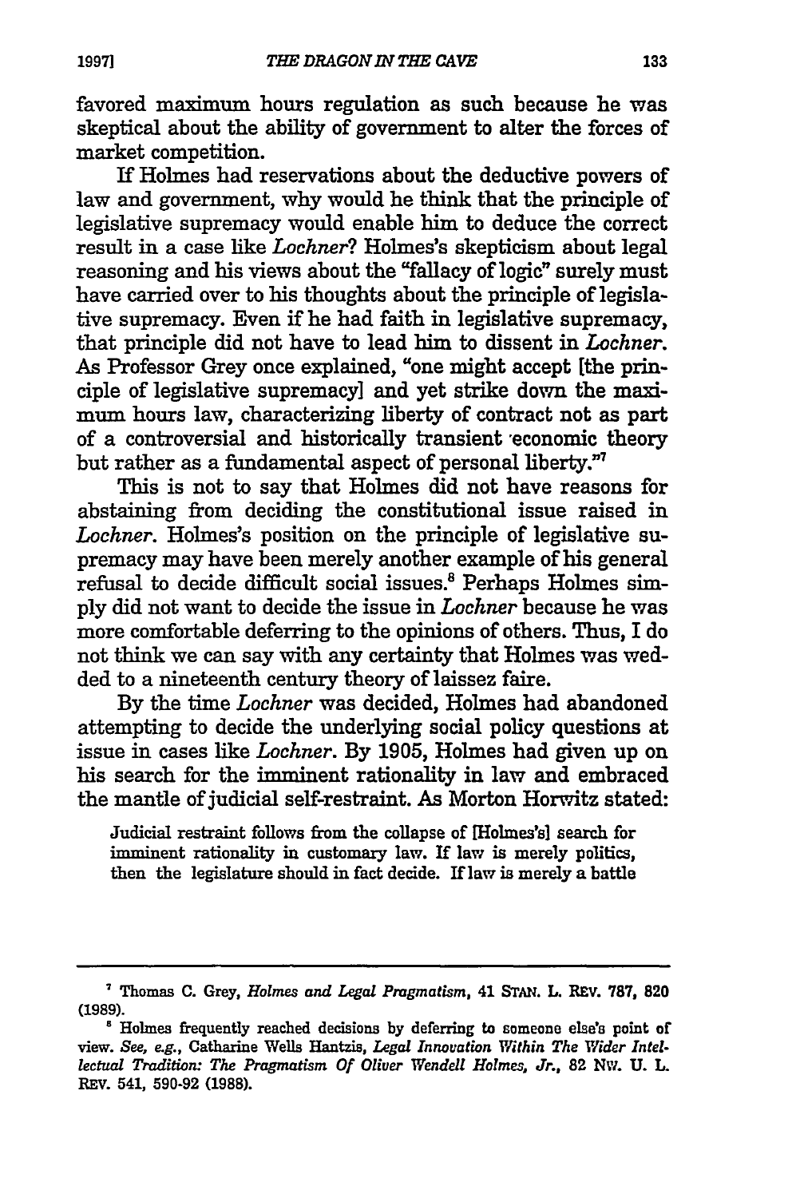favored maximum hours regulation as such because he was skeptical about the ability of government to alter the forces of market competition.

If Holmes had reservations about the deductive powers of law and government, why would he think that the principle of legislative supremacy would enable him to deduce the correct result in a case like *Lochner*? Holmes's skepticism about legal reasoning and his views about the "fallacy of logic" surely must have carried over to his thoughts about the principle of legislative supremacy. Even if he had faith in legislative supremacy, that principle did not have to lead him to dissent in *Lochner*. As Professor Grey once explained, "one might accept [the principle of legislative supremacy] and yet strike down the maximum hours law, characterizing liberty of contract not as part of a controversial and historically transient economic theory but rather as a fundamental aspect of personal liberty."[7]

This is not to say that Holmes did not have reasons for abstaining from deciding the constitutional issue raised in *Lochner*. Holmes's position on the principle of legislative supremacy may have been merely another example of his general refusal to decide difficult social issues.[8] Perhaps Holmes simply did not want to decide the issue in *Lochner* because he was more comfortable deferring to the opinions of others. Thus, I do not think we can say with any certainty that Holmes was wedded to a nineteenth century theory of laissez faire.

By the time *Lochner* was decided, Holmes had abandoned attempting to decide the underlying social policy questions at issue in cases like *Lochner*. By 1905, Holmes had given up on his search for the imminent rationality in law and embraced the mantle of judicial self-restraint. As Morton Horwitz stated:

> Judicial restraint follows from the collapse of [Holmes's] search for imminent rationality in customary law. If law is merely politics, then the legislature should in fact decide. If law is merely a battle

---

[7] Thomas C. Grey, *Holmes and Legal Pragmatism*, 41 STAN. L. REV. 787, 820 (1989).

[8] Holmes frequently reached decisions by deferring to someone else's point of view. *See, e.g.*, Catharine Wells Hantzis, *Legal Innovation Within The Wider Intellectual Tradition: The Pragmatism Of Oliver Wendell Holmes, Jr.*, 82 NW. U. L. REV. 541, 590-92 (1988).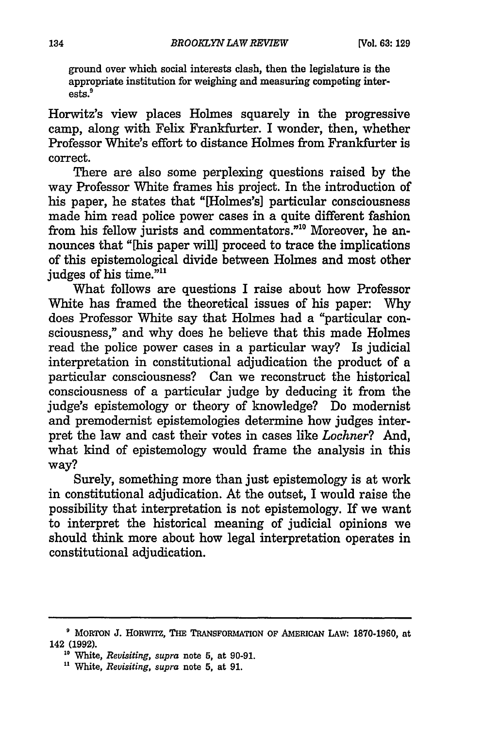ground over which social interests clash, then the legislature is the appropriate institution for weighing and measuring competing interests.[9]

Horwitz's view places Holmes squarely in the progressive camp, along with Felix Frankfurter. I wonder, then, whether Professor White's effort to distance Holmes from Frankfurter is correct.

There are also some perplexing questions raised by the way Professor White frames his project. In the introduction of his paper, he states that "[Holmes's] particular consciousness made him read police power cases in a quite different fashion from his fellow jurists and commentators."[10] Moreover, he announces that "[his paper will] proceed to trace the implications of this epistemological divide between Holmes and most other judges of his time."[11]

What follows are questions I raise about how Professor White has framed the theoretical issues of his paper: Why does Professor White say that Holmes had a "particular consciousness," and why does he believe that this made Holmes read the police power cases in a particular way? Is judicial interpretation in constitutional adjudication the product of a particular consciousness? Can we reconstruct the historical consciousness of a particular judge by deducing it from the judge's epistemology or theory of knowledge? Do modernist and premodernist epistemologies determine how judges interpret the law and cast their votes in cases like *Lochner*? And, what kind of epistemology would frame the analysis in this way?

Surely, something more than just epistemology is at work in constitutional adjudication. At the outset, I would raise the possibility that interpretation is not epistemology. If we want to interpret the historical meaning of judicial opinions we should think more about how legal interpretation operates in constitutional adjudication.

---

[9] MORTON J. HORWITZ, THE TRANSFORMATION OF AMERICAN LAW: 1870-1960, at 142 (1992).

[10] White, *Revisiting*, *supra* note 5, at 90-91.

[11] White, *Revisiting*, *supra* note 5, at 91.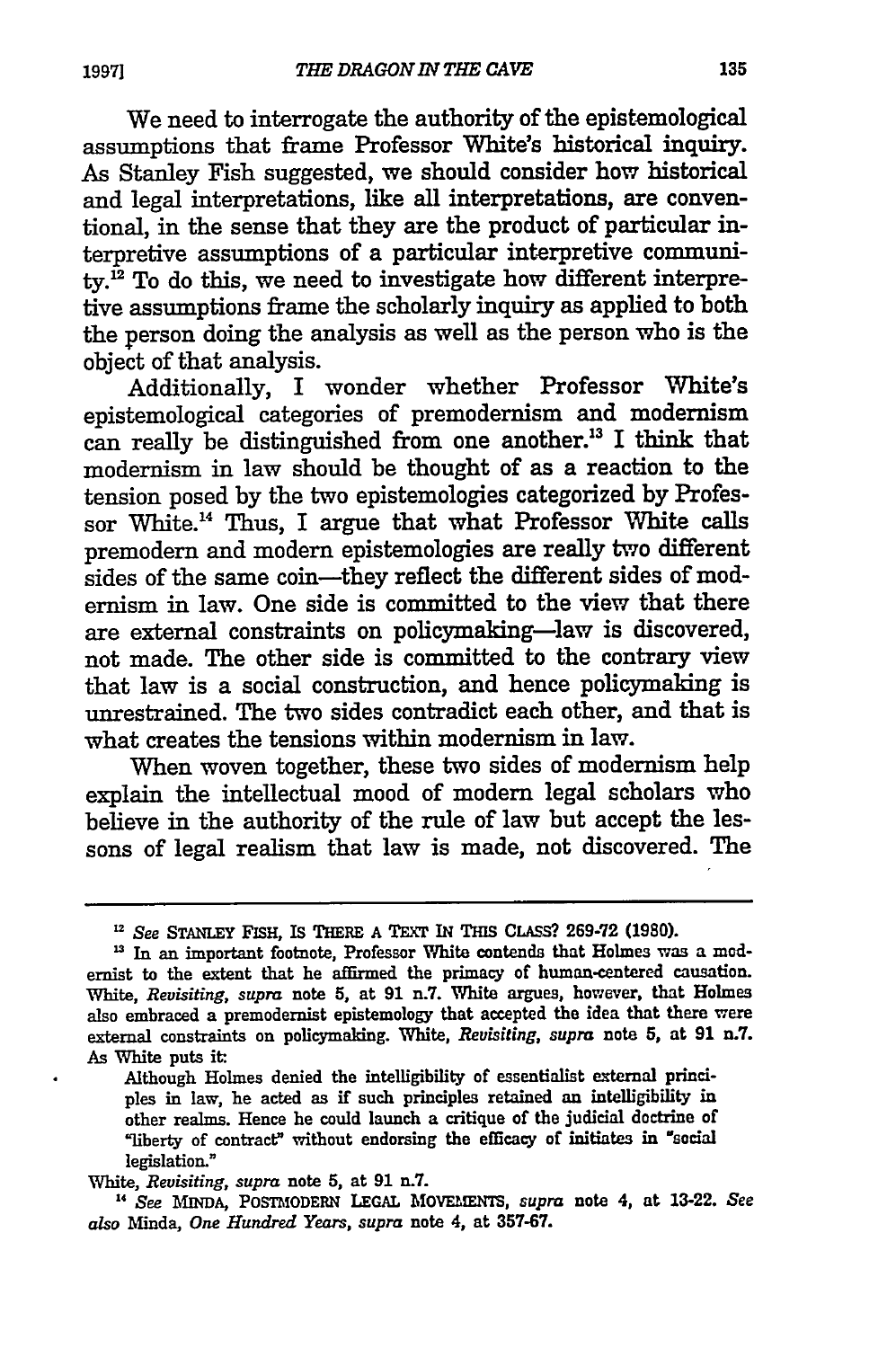We need to interrogate the authority of the epistemological assumptions that frame Professor White's historical inquiry. As Stanley Fish suggested, we should consider how historical and legal interpretations, like all interpretations, are conventional, in the sense that they are the product of particular interpretive assumptions of a particular interpretive community.[12] To do this, we need to investigate how different interpretive assumptions frame the scholarly inquiry as applied to both the person doing the analysis as well as the person who is the object of that analysis.

Additionally, I wonder whether Professor White's epistemological categories of premodernism and modernism can really be distinguished from one another.[13] I think that modernism in law should be thought of as a reaction to the tension posed by the two epistemologies categorized by Professor White.[14] Thus, I argue that what Professor White calls premodern and modern epistemologies are really two different sides of the same coin—they reflect the different sides of modernism in law. One side is committed to the view that there are external constraints on policymaking—law is discovered, not made. The other side is committed to the contrary view that law is a social construction, and hence policymaking is unrestrained. The two sides contradict each other, and that is what creates the tensions within modernism in law.

When woven together, these two sides of modernism help explain the intellectual mood of modern legal scholars who believe in the authority of the rule of law but accept the lessons of legal realism that law is made, not discovered. The

---

[12] *See* STANLEY FISH, IS THERE A TEXT IN THIS CLASS? 269-72 (1980).

[13] In an important footnote, Professor White contends that Holmes was a modernist to the extent that he affirmed the primacy of human-centered causation. White, *Revisiting*, *supra* note 5, at 91 n.7. White argues, however, that Holmes also embraced a premodernist epistemology that accepted the idea that there were external constraints on policymaking. White, *Revisiting*, *supra* note 5, at 91 n.7. As White puts it:

> Although Holmes denied the intelligibility of essentialist external principles in law, he acted as if such principles retained an intelligibility in other realms. Hence he could launch a critique of the judicial doctrine of "liberty of contract" without endorsing the efficacy of initiates in "social legislation."

White, *Revisiting*, *supra* note 5, at 91 n.7.

[14] *See* MINDA, POSTMODERN LEGAL MOVEMENTS, *supra* note 4, at 13-22. *See also* Minda, *One Hundred Years*, *supra* note 4, at 357-67.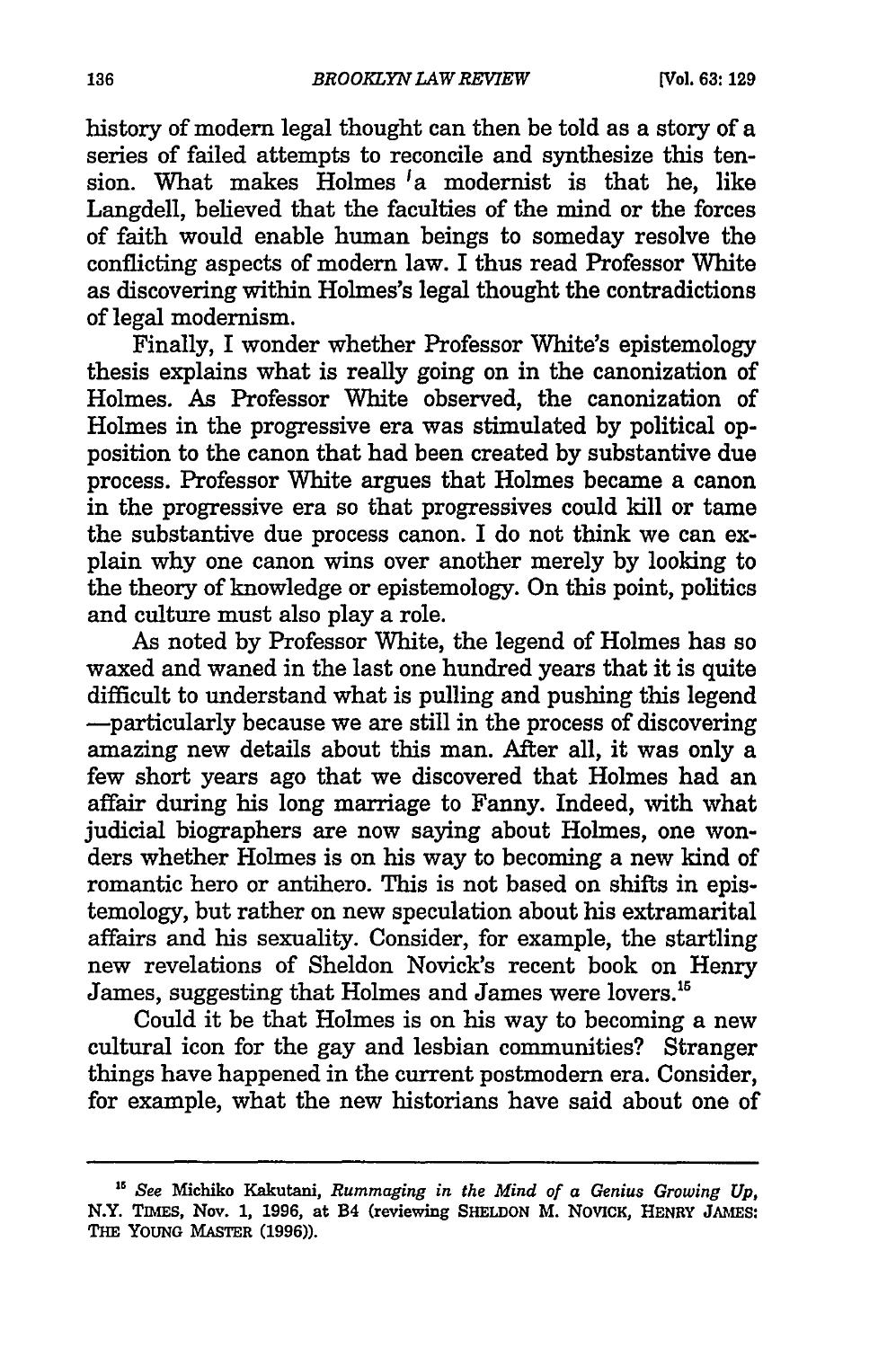history of modern legal thought can then be told as a story of a series of failed attempts to reconcile and synthesize this tension. What makes Holmes a modernist is that he, like Langdell, believed that the faculties of the mind or the forces of faith would enable human beings to someday resolve the conflicting aspects of modern law. I thus read Professor White as discovering within Holmes's legal thought the contradictions of legal modernism.

Finally, I wonder whether Professor White's epistemology thesis explains what is really going on in the canonization of Holmes. As Professor White observed, the canonization of Holmes in the progressive era was stimulated by political opposition to the canon that had been created by substantive due process. Professor White argues that Holmes became a canon in the progressive era so that progressives could kill or tame the substantive due process canon. I do not think we can explain why one canon wins over another merely by looking to the theory of knowledge or epistemology. On this point, politics and culture must also play a role.

As noted by Professor White, the legend of Holmes has so waxed and waned in the last one hundred years that it is quite difficult to understand what is pulling and pushing this legend —particularly because we are still in the process of discovering amazing new details about this man. After all, it was only a few short years ago that we discovered that Holmes had an affair during his long marriage to Fanny. Indeed, with what judicial biographers are now saying about Holmes, one wonders whether Holmes is on his way to becoming a new kind of romantic hero or antihero. This is not based on shifts in epistemology, but rather on new speculation about his extramarital affairs and his sexuality. Consider, for example, the startling new revelations of Sheldon Novick's recent book on Henry James, suggesting that Holmes and James were lovers.[15]

Could it be that Holmes is on his way to becoming a new cultural icon for the gay and lesbian communities? Stranger things have happened in the current postmodern era. Consider, for example, what the new historians have said about one of

---

[15] *See* Michiko Kakutani, *Rummaging in the Mind of a Genius Growing Up*, N.Y. TIMES, Nov. 1, 1996, at B4 (reviewing SHELDON M. NOVICK, HENRY JAMES: THE YOUNG MASTER (1996)).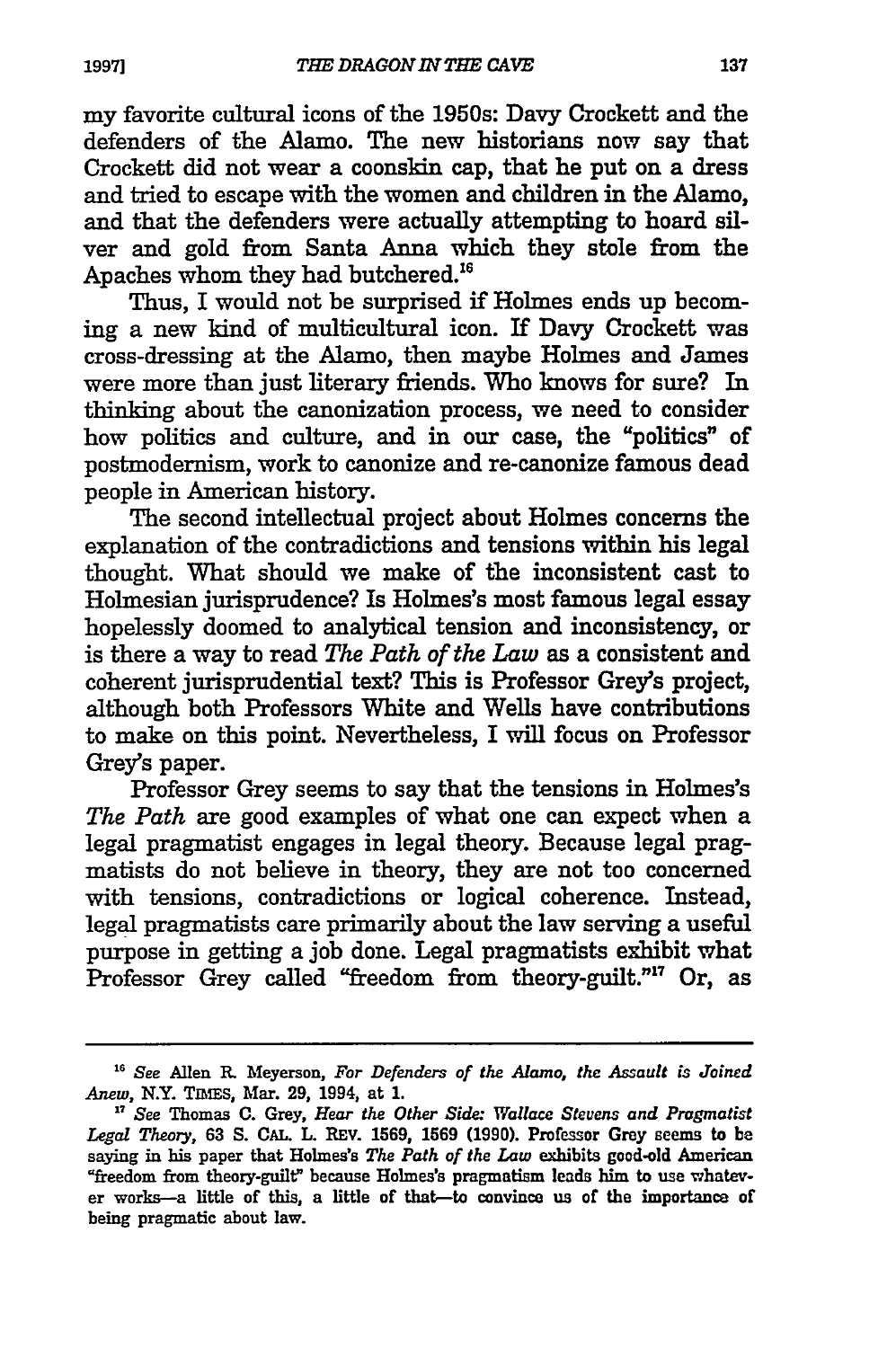my favorite cultural icons of the 1950s: Davy Crockett and the defenders of the Alamo. The new historians now say that Crockett did not wear a coonskin cap, that he put on a dress and tried to escape with the women and children in the Alamo, and that the defenders were actually attempting to hoard silver and gold from Santa Anna which they stole from the Apaches whom they had butchered.[16]

Thus, I would not be surprised if Holmes ends up becoming a new kind of multicultural icon. If Davy Crockett was cross-dressing at the Alamo, then maybe Holmes and James were more than just literary friends. Who knows for sure? In thinking about the canonization process, we need to consider how politics and culture, and in our case, the "politics" of postmodernism, work to canonize and re-canonize famous dead people in American history.

The second intellectual project about Holmes concerns the explanation of the contradictions and tensions within his legal thought. What should we make of the inconsistent cast to Holmesian jurisprudence? Is Holmes's most famous legal essay hopelessly doomed to analytical tension and inconsistency, or is there a way to read *The Path of the Law* as a consistent and coherent jurisprudential text? This is Professor Grey's project, although both Professors White and Wells have contributions to make on this point. Nevertheless, I will focus on Professor Grey's paper.

Professor Grey seems to say that the tensions in Holmes's *The Path* are good examples of what one can expect when a legal pragmatist engages in legal theory. Because legal pragmatists do not believe in theory, they are not too concerned with tensions, contradictions or logical coherence. Instead, legal pragmatists care primarily about the law serving a useful purpose in getting a job done. Legal pragmatists exhibit what Professor Grey called "freedom from theory-guilt."[17] Or, as

---

[16] *See* Allen R. Meyerson, *For Defenders of the Alamo, the Assault is Joined Anew*, N.Y. TIMES, Mar. 29, 1994, at 1.

[17] *See* Thomas C. Grey, *Hear the Other Side: Wallace Stevens and Pragmatist Legal Theory*, 63 S. CAL. L. REV. 1569, 1569 (1990). Professor Grey seems to be saying in his paper that Holmes's *The Path of the Law* exhibits good-old American "freedom from theory-guilt" because Holmes's pragmatism leads him to use whatever works—a little of this, a little of that—to convince us of the importance of being pragmatic about law.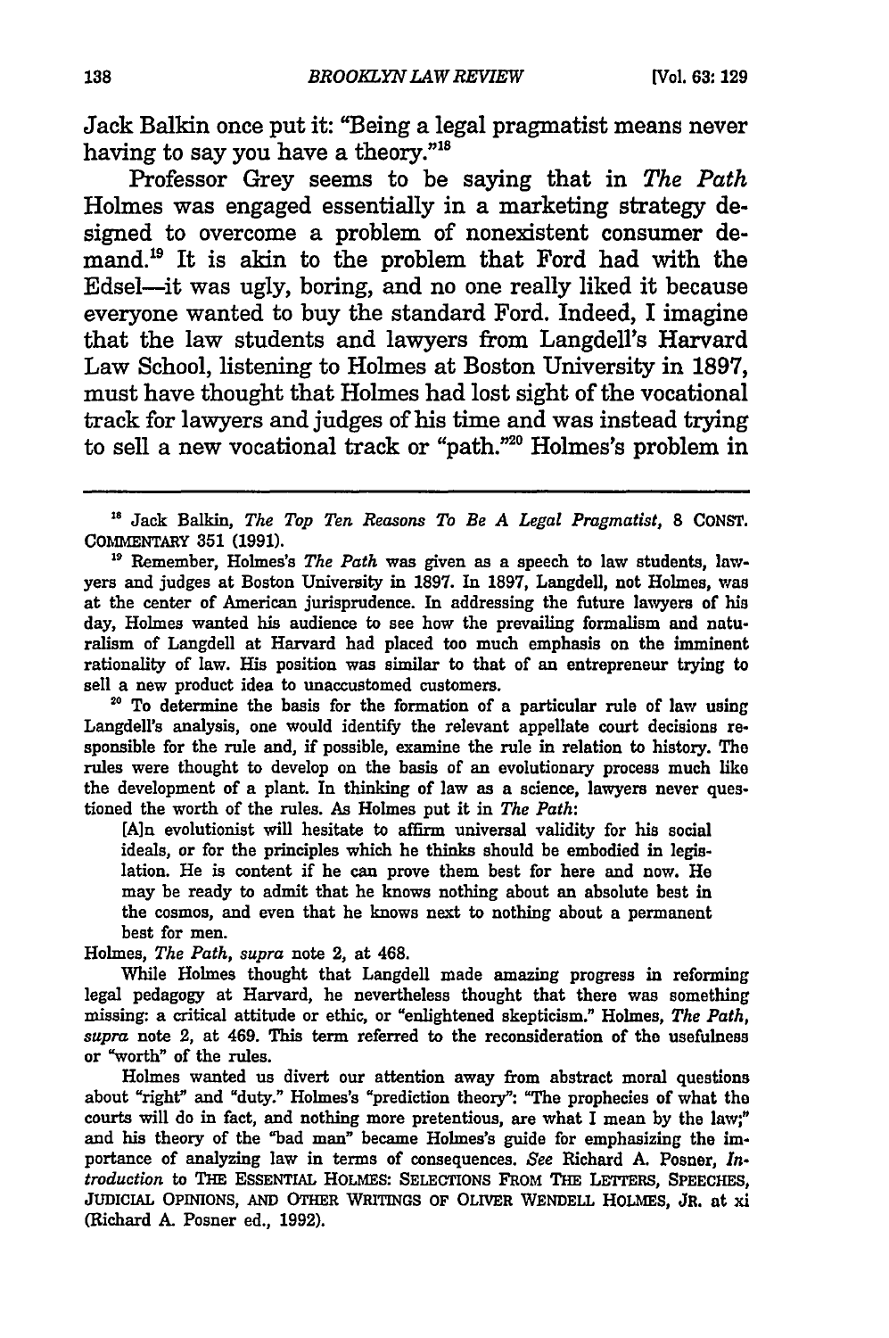Jack Balkin once put it: "Being a legal pragmatist means never having to say you have a theory."[18]

Professor Grey seems to be saying that in *The Path* Holmes was engaged essentially in a marketing strategy designed to overcome a problem of nonexistent consumer demand.[19] It is akin to the problem that Ford had with the Edsel—it was ugly, boring, and no one really liked it because everyone wanted to buy the standard Ford. Indeed, I imagine that the law students and lawyers from Langdell's Harvard Law School, listening to Holmes at Boston University in 1897, must have thought that Holmes had lost sight of the vocational track for lawyers and judges of his time and was instead trying to sell a new vocational track or "path."[20] Holmes's problem in

---

[18] Jack Balkin, *The Top Ten Reasons To Be A Legal Pragmatist*, 8 CONST. COMMENTARY 351 (1991).

[19] Remember, Holmes's *The Path* was given as a speech to law students, lawyers and judges at Boston University in 1897. In 1897, Langdell, not Holmes, was at the center of American jurisprudence. In addressing the future lawyers of his day, Holmes wanted his audience to see how the prevailing formalism and naturalism of Langdell at Harvard had placed too much emphasis on the imminent rationality of law. His position was similar to that of an entrepreneur trying to sell a new product idea to unaccustomed customers.

[20] To determine the basis for the formation of a particular rule of law using Langdell's analysis, one would identify the relevant appellate court decisions responsible for the rule and, if possible, examine the rule in relation to history. The rules were thought to develop on the basis of an evolutionary process much like the development of a plant. In thinking of law as a science, lawyers never questioned the worth of the rules. As Holmes put it in *The Path*:

> [A]n evolutionist will hesitate to affirm universal validity for his social ideals, or for the principles which he thinks should be embodied in legislation. He is content if he can prove them best for here and now. He may be ready to admit that he knows nothing about an absolute best in the cosmos, and even that he knows next to nothing about a permanent best for men.

Holmes, *The Path*, *supra* note 2, at 468.

While Holmes thought that Langdell made amazing progress in reforming legal pedagogy at Harvard, he nevertheless thought that there was something missing: a critical attitude or ethic, or "enlightened skepticism." Holmes, *The Path*, *supra* note 2, at 469. This term referred to the reconsideration of the usefulness or "worth" of the rules.

Holmes wanted us divert our attention away from abstract moral questions about "right" and "duty." Holmes's "prediction theory": "The prophecies of what the courts will do in fact, and nothing more pretentious, are what I mean by the law;" and his theory of the "bad man" became Holmes's guide for emphasizing the importance of analyzing law in terms of consequences. *See* Richard A. Posner, *Introduction* to THE ESSENTIAL HOLMES: SELECTIONS FROM THE LETTERS, SPEECHES, JUDICIAL OPINIONS, AND OTHER WRITINGS OF OLIVER WENDELL HOLMES, JR. at xi (Richard A. Posner ed., 1992).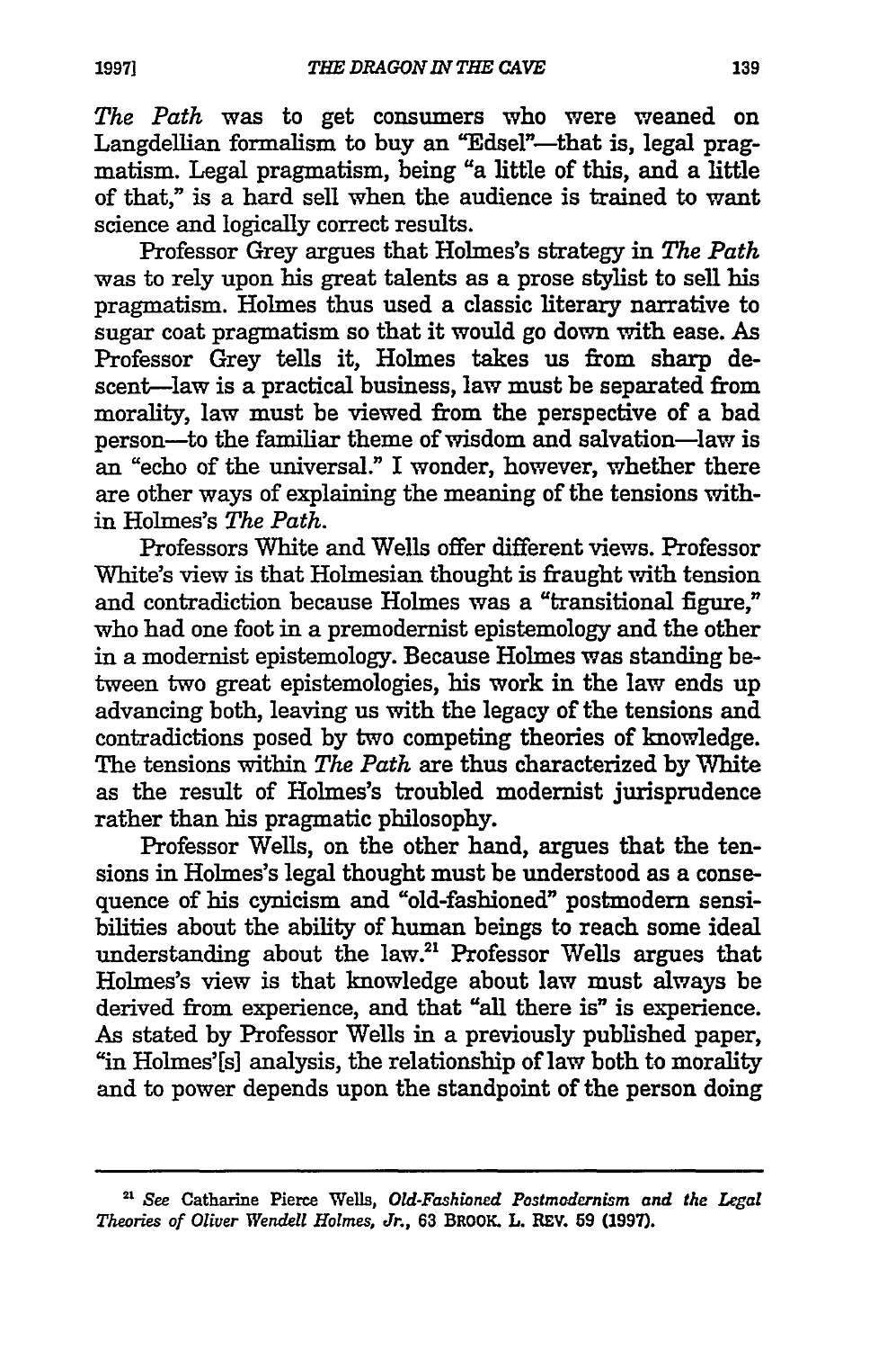*The Path* was to get consumers who were weaned on Langdellian formalism to buy an "Edsel"—that is, legal pragmatism. Legal pragmatism, being "a little of this, and a little of that," is a hard sell when the audience is trained to want science and logically correct results.

Professor Grey argues that Holmes's strategy in *The Path* was to rely upon his great talents as a prose stylist to sell his pragmatism. Holmes thus used a classic literary narrative to sugar coat pragmatism so that it would go down with ease. As Professor Grey tells it, Holmes takes us from sharp descent—law is a practical business, law must be separated from morality, law must be viewed from the perspective of a bad person—to the familiar theme of wisdom and salvation—law is an "echo of the universal." I wonder, however, whether there are other ways of explaining the meaning of the tensions within Holmes's *The Path*.

Professors White and Wells offer different views. Professor White's view is that Holmesian thought is fraught with tension and contradiction because Holmes was a "transitional figure," who had one foot in a premodernist epistemology and the other in a modernist epistemology. Because Holmes was standing between two great epistemologies, his work in the law ends up advancing both, leaving us with the legacy of the tensions and contradictions posed by two competing theories of knowledge. The tensions within *The Path* are thus characterized by White as the result of Holmes's troubled modernist jurisprudence rather than his pragmatic philosophy.

Professor Wells, on the other hand, argues that the tensions in Holmes's legal thought must be understood as a consequence of his cynicism and "old-fashioned" postmodern sensibilities about the ability of human beings to reach some ideal understanding about the law.[21] Professor Wells argues that Holmes's view is that knowledge about law must always be derived from experience, and that "all there is" is experience. As stated by Professor Wells in a previously published paper, "in Holmes'[s] analysis, the relationship of law both to morality and to power depends upon the standpoint of the person doing

---

[21] *See* Catharine Pierce Wells, *Old-Fashioned Postmodernism and the Legal Theories of Oliver Wendell Holmes, Jr.*, 63 BROOK. L. REV. 59 (1997).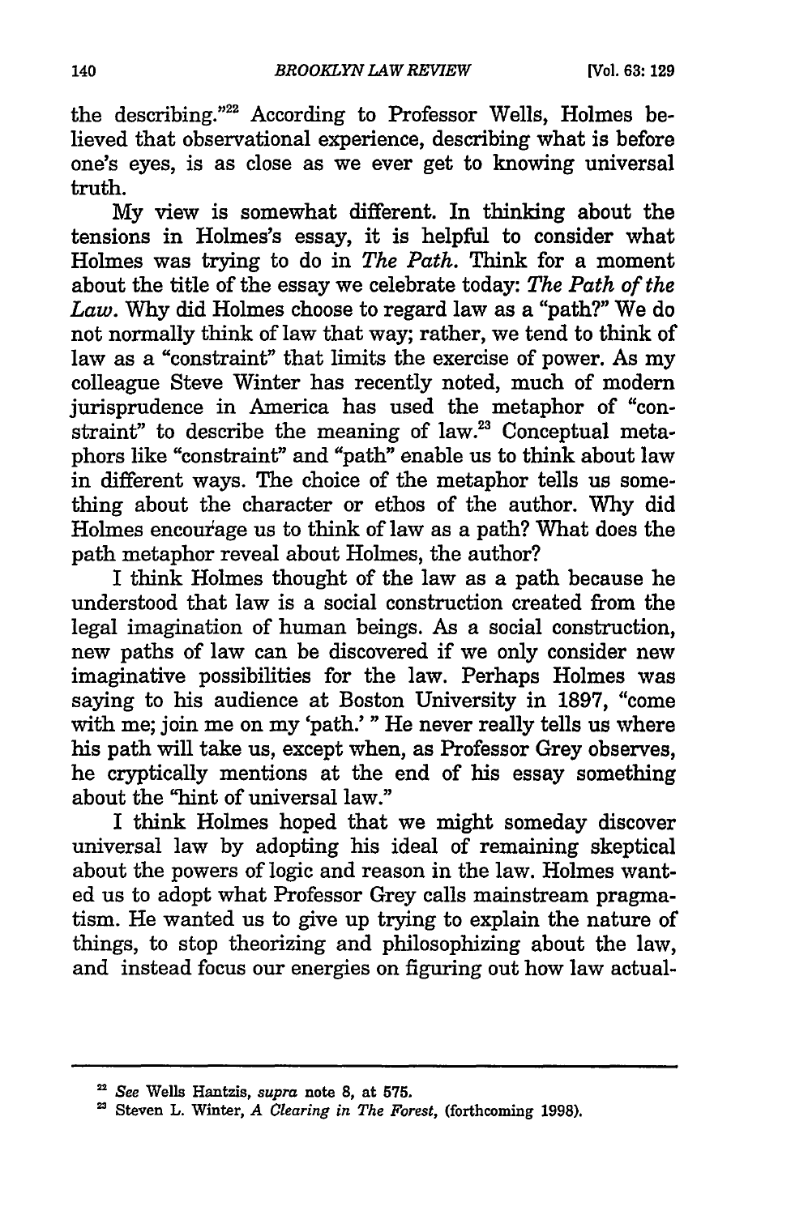the describing."[22] According to Professor Wells, Holmes believed that observational experience, describing what is before one's eyes, is as close as we ever get to knowing universal truth.

My view is somewhat different. In thinking about the tensions in Holmes's essay, it is helpful to consider what Holmes was trying to do in *The Path.* Think for a moment about the title of the essay we celebrate today: *The Path of the Law.* Why did Holmes choose to regard law as a "path?" We do not normally think of law that way; rather, we tend to think of law as a "constraint" that limits the exercise of power. As my colleague Steve Winter has recently noted, much of modern jurisprudence in America has used the metaphor of "constraint" to describe the meaning of law.[23] Conceptual metaphors like "constraint" and "path" enable us to think about law in different ways. The choice of the metaphor tells us something about the character or ethos of the author. Why did Holmes encourage us to think of law as a path? What does the path metaphor reveal about Holmes, the author?

I think Holmes thought of the law as a path because he understood that law is a social construction created from the legal imagination of human beings. As a social construction, new paths of law can be discovered if we only consider new imaginative possibilities for the law. Perhaps Holmes was saying to his audience at Boston University in 1897, "come with me; join me on my 'path.' " He never really tells us where his path will take us, except when, as Professor Grey observes, he cryptically mentions at the end of his essay something about the "hint of universal law."

I think Holmes hoped that we might someday discover universal law by adopting his ideal of remaining skeptical about the powers of logic and reason in the law. Holmes wanted us to adopt what Professor Grey calls mainstream pragmatism. He wanted us to give up trying to explain the nature of things, to stop theorizing and philosophizing about the law, and instead focus our energies on figuring out how law actual-

---

[22] *See* Wells Hantzis, *supra* note 8, at 575.

[23] Steven L. Winter, *A Clearing in The Forest,* (forthcoming 1998).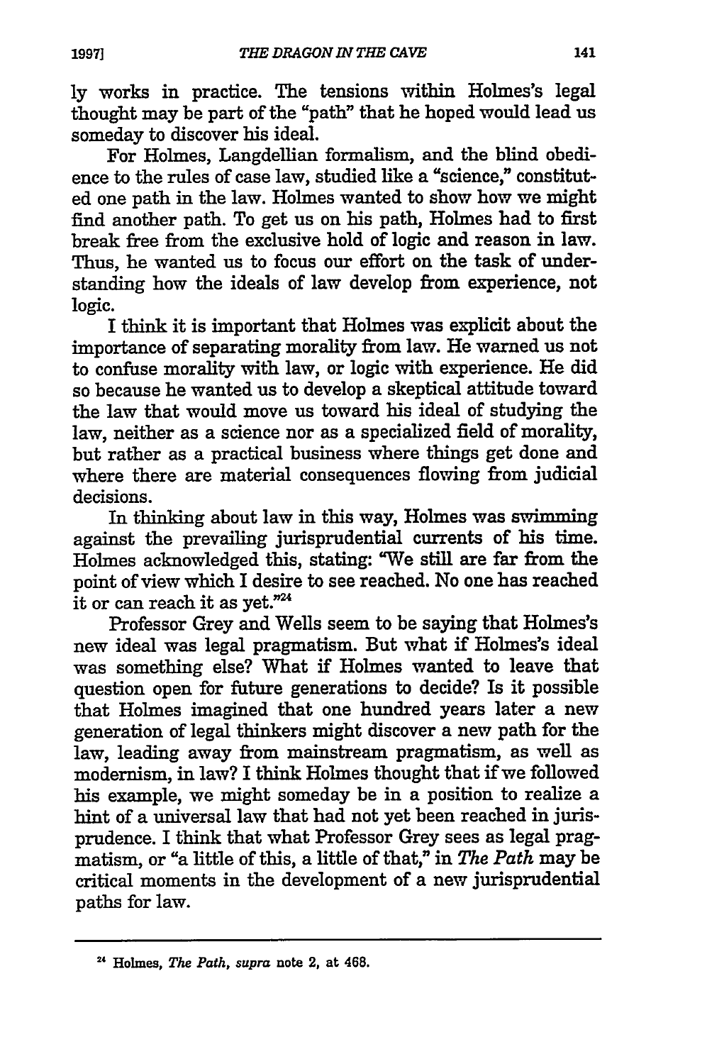ly works in practice. The tensions within Holmes's legal thought may be part of the "path" that he hoped would lead us someday to discover his ideal.

For Holmes, Langdellian formalism, and the blind obedience to the rules of case law, studied like a "science," constituted one path in the law. Holmes wanted to show how we might find another path. To get us on his path, Holmes had to first break free from the exclusive hold of logic and reason in law. Thus, he wanted us to focus our effort on the task of understanding how the ideals of law develop from experience, not logic.

I think it is important that Holmes was explicit about the importance of separating morality from law. He warned us not to confuse morality with law, or logic with experience. He did so because he wanted us to develop a skeptical attitude toward the law that would move us toward his ideal of studying the law, neither as a science nor as a specialized field of morality, but rather as a practical business where things get done and where there are material consequences flowing from judicial decisions.

In thinking about law in this way, Holmes was swimming against the prevailing jurisprudential currents of his time. Holmes acknowledged this, stating: "We still are far from the point of view which I desire to see reached. No one has reached it or can reach it as yet."[24]

Professor Grey and Wells seem to be saying that Holmes's new ideal was legal pragmatism. But what if Holmes's ideal was something else? What if Holmes wanted to leave that question open for future generations to decide? Is it possible that Holmes imagined that one hundred years later a new generation of legal thinkers might discover a new path for the law, leading away from mainstream pragmatism, as well as modernism, in law? I think Holmes thought that if we followed his example, we might someday be in a position to realize a hint of a universal law that had not yet been reached in jurisprudence. I think that what Professor Grey sees as legal pragmatism, or "a little of this, a little of that," in *The Path* may be critical moments in the development of a new jurisprudential paths for law.

---

[24] Holmes, *The Path*, *supra* note 2, at 468.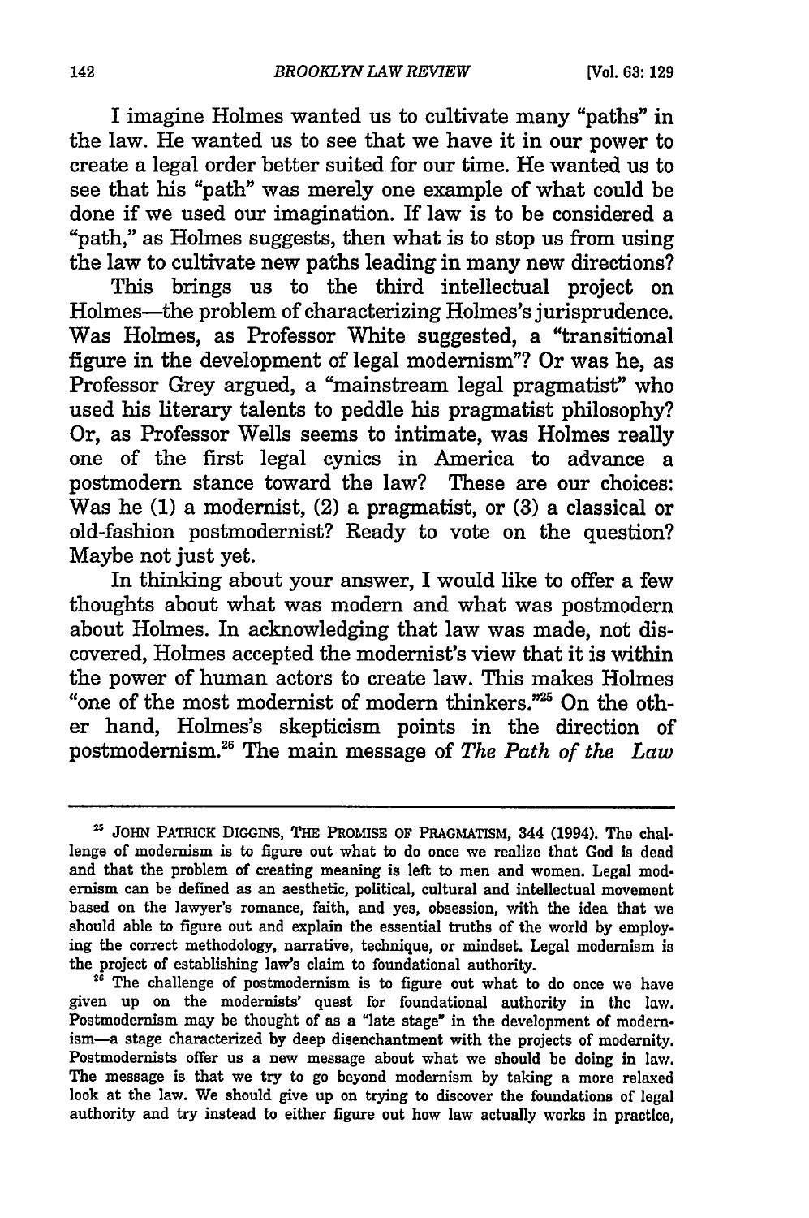I imagine Holmes wanted us to cultivate many "paths" in the law. He wanted us to see that we have it in our power to create a legal order better suited for our time. He wanted us to see that his "path" was merely one example of what could be done if we used our imagination. If law is to be considered a "path," as Holmes suggests, then what is to stop us from using the law to cultivate new paths leading in many new directions?

This brings us to the third intellectual project on Holmes—the problem of characterizing Holmes's jurisprudence. Was Holmes, as Professor White suggested, a "transitional figure in the development of legal modernism"? Or was he, as Professor Grey argued, a "mainstream legal pragmatist" who used his literary talents to peddle his pragmatist philosophy? Or, as Professor Wells seems to intimate, was Holmes really one of the first legal cynics in America to advance a postmodern stance toward the law? These are our choices: Was he (1) a modernist, (2) a pragmatist, or (3) a classical or old-fashion postmodernist? Ready to vote on the question? Maybe not just yet.

In thinking about your answer, I would like to offer a few thoughts about what was modern and what was postmodern about Holmes. In acknowledging that law was made, not discovered, Holmes accepted the modernist's view that it is within the power of human actors to create law. This makes Holmes "one of the most modernist of modern thinkers."[25] On the other hand, Holmes's skepticism points in the direction of postmodernism.[26] The main message of *The Path of the Law*

---

[25] JOHN PATRICK DIGGINS, THE PROMISE OF PRAGMATISM, 344 (1994). The challenge of modernism is to figure out what to do once we realize that God is dead and that the problem of creating meaning is left to men and women. Legal modernism can be defined as an aesthetic, political, cultural and intellectual movement based on the lawyer's romance, faith, and yes, obsession, with the idea that we should able to figure out and explain the essential truths of the world by employing the correct methodology, narrative, technique, or mindset. Legal modernism is the project of establishing law's claim to foundational authority.

[26] The challenge of postmodernism is to figure out what to do once we have given up on the modernists' quest for foundational authority in the law. Postmodernism may be thought of as a "late stage" in the development of modernism—a stage characterized by deep disenchantment with the projects of modernity. Postmodernists offer us a new message about what we should be doing in law. The message is that we try to go beyond modernism by taking a more relaxed look at the law. We should give up on trying to discover the foundations of legal authority and try instead to either figure out how law actually works in practice,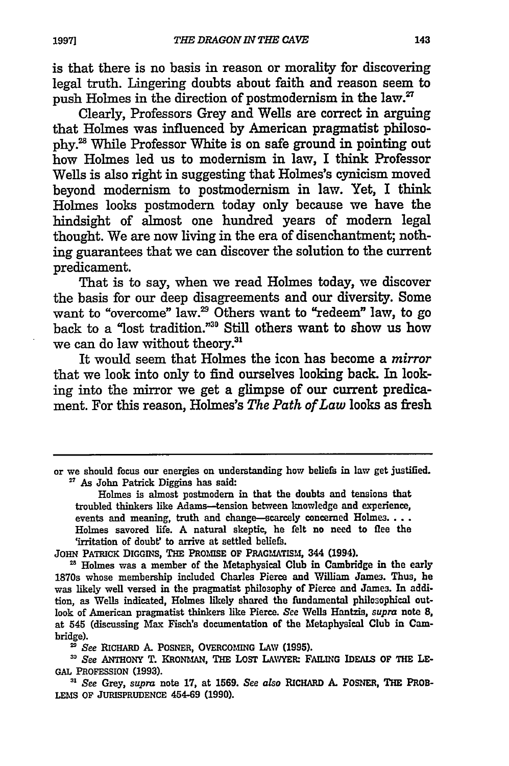is that there is no basis in reason or morality for discovering legal truth. Lingering doubts about faith and reason seem to push Holmes in the direction of postmodernism in the law.[27]

Clearly, Professors Grey and Wells are correct in arguing that Holmes was influenced by American pragmatist philosophy.[28] While Professor White is on safe ground in pointing out how Holmes led us to modernism in law, I think Professor Wells is also right in suggesting that Holmes's cynicism moved beyond modernism to postmodernism in law. Yet, I think Holmes looks postmodern today only because we have the hindsight of almost one hundred years of modern legal thought. We are now living in the era of disenchantment; nothing guarantees that we can discover the solution to the current predicament.

That is to say, when we read Holmes today, we discover the basis for our deep disagreements and our diversity. Some want to "overcome" law.[29] Others want to "redeem" law, to go back to a "lost tradition."[30] Still others want to show us how we can do law without theory.[31]

It would seem that Holmes the icon has become a *mirror* that we look into only to find ourselves looking back. In looking into the mirror we get a glimpse of our current predicament. For this reason, Holmes's *The Path of Law* looks as fresh

---

or we should focus our energies on understanding how beliefs in law get justified.

[27] As John Patrick Diggins has said:

> Holmes is almost postmodern in that the doubts and tensions that troubled thinkers like Adams—tension between knowledge and experience, events and meaning, truth and change—scarcely concerned Holmes. . . . Holmes savored life. A natural skeptic, he felt no need to flee the 'irritation of doubt' to arrive at settled beliefs.

JOHN PATRICK DIGGINS, THE PROMISE OF PRAGMATISM, 344 (1994).

[28] Holmes was a member of the Metaphysical Club in Cambridge in the early 1870s whose membership included Charles Pierce and William James. Thus, he was likely well versed in the pragmatist philosophy of Pierce and James. In addition, as Wells indicated, Holmes likely shared the fundamental philosophical outlook of American pragmatist thinkers like Pierce. *See* Wells Hantzis, *supra* note 8, at 545 (discussing Max Fisch's documentation of the Metaphysical Club in Cambridge).

[29] *See* RICHARD A. POSNER, OVERCOMING LAW (1995).

[30] *See* ANTHONY T. KRONMAN, THE LOST LAWYER: FAILING IDEALS OF THE LEGAL PROFESSION (1993).

[31] *See* Grey, *supra* note 17, at 1569. *See also* RICHARD A. POSNER, THE PROBLEMS OF JURISPRUDENCE 454-69 (1990).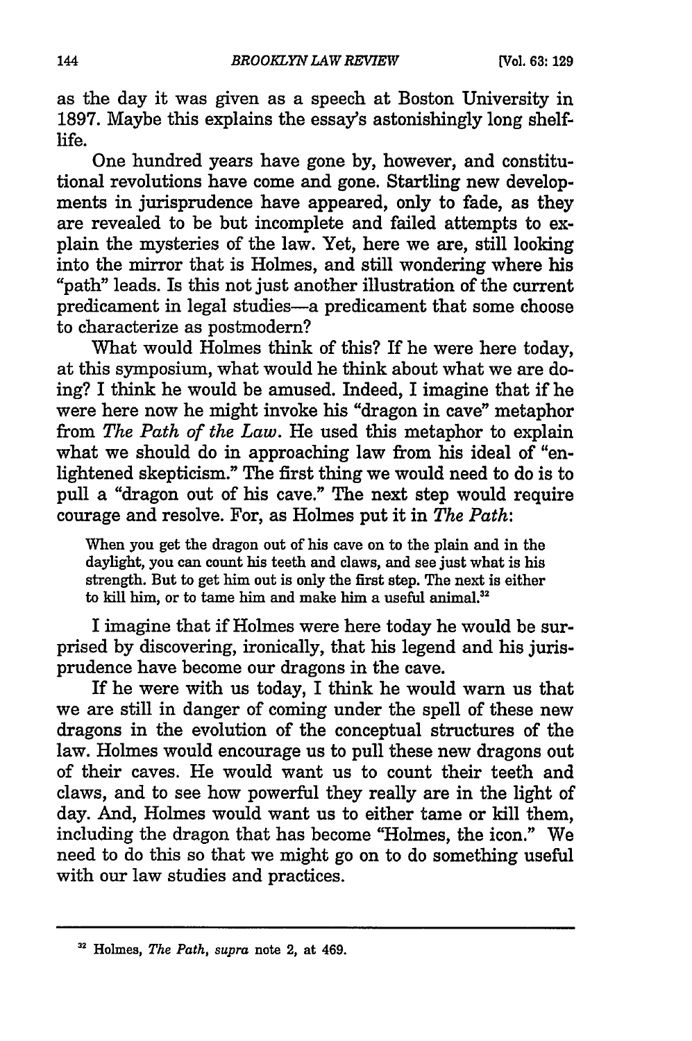as the day it was given as a speech at Boston University in 1897. Maybe this explains the essay's astonishingly long shelf-life.

One hundred years have gone by, however, and constitutional revolutions have come and gone. Startling new developments in jurisprudence have appeared, only to fade, as they are revealed to be but incomplete and failed attempts to explain the mysteries of the law. Yet, here we are, still looking into the mirror that is Holmes, and still wondering where his "path" leads. Is this not just another illustration of the current predicament in legal studies—a predicament that some choose to characterize as postmodern?

What would Holmes think of this? If he were here today, at this symposium, what would he think about what we are doing? I think he would be amused. Indeed, I imagine that if he were here now he might invoke his "dragon in cave" metaphor from *The Path of the Law*. He used this metaphor to explain what we should do in approaching law from his ideal of "enlightened skepticism." The first thing we would need to do is to pull a "dragon out of his cave." The next step would require courage and resolve. For, as Holmes put it in *The Path*:

> When you get the dragon out of his cave on to the plain and in the daylight, you can count his teeth and claws, and see just what is his strength. But to get him out is only the first step. The next is either to kill him, or to tame him and make him a useful animal.[32]

I imagine that if Holmes were here today he would be surprised by discovering, ironically, that his legend and his jurisprudence have become our dragons in the cave.

If he were with us today, I think he would warn us that we are still in danger of coming under the spell of these new dragons in the evolution of the conceptual structures of the law. Holmes would encourage us to pull these new dragons out of their caves. He would want us to count their teeth and claws, and to see how powerful they really are in the light of day. And, Holmes would want us to either tame or kill them, including the dragon that has become "Holmes, the icon." We need to do this so that we might go on to do something useful with our law studies and practices.

---

[32] Holmes, *The Path*, *supra* note 2, at 469.